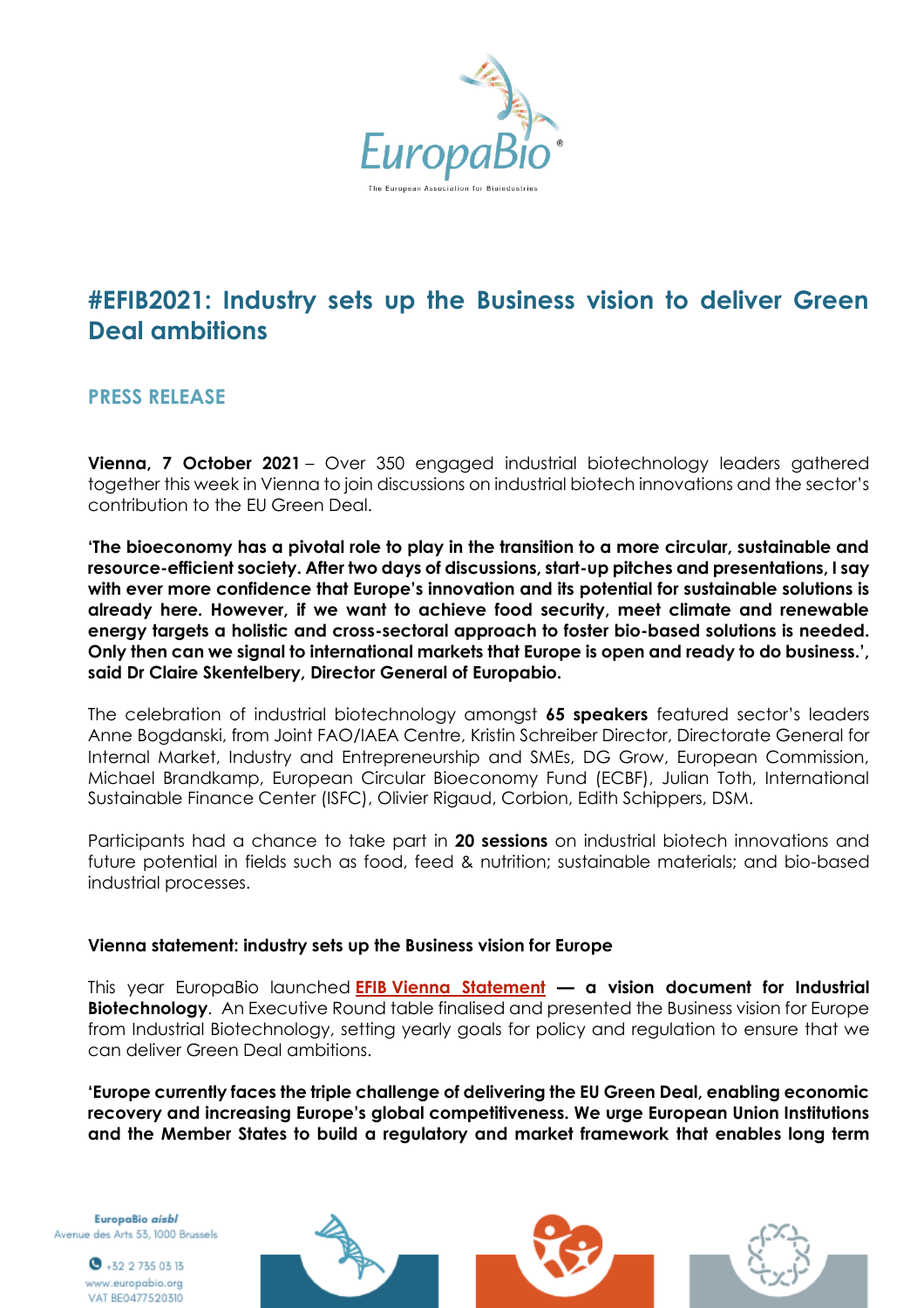# #EFIB2021: Industry sets up the Business vision to deliver Green Deal ambitions

## PRESS RELEASE

**Vienna, 7 October 2021** – Over 350 engaged industrial biotechnology leaders gathered together this week in Vienna to join discussions on industrial biotech innovations and the sector's contribution to the EU Green Deal.

**'The bioeconomy has a pivotal role to play in the transition to a more circular, sustainable and resource-efficient society. After two days of discussions, start-up pitches and presentations, I say with ever more confidence that Europe's innovation and its potential for sustainable solutions is already here. However, if we want to achieve food security, meet climate and renewable energy targets a holistic and cross-sectoral approach to foster bio-based solutions is needed. Only then can we signal to international markets that Europe is open and ready to do business.', said Dr Claire Skentelbery, Director General of Europabio.**

The celebration of industrial biotechnology amongst **65 speakers** featured sector's leaders Anne Bogdanski, from Joint FAO/IAEA Centre, Kristin Schreiber Director, Directorate General for Internal Market, Industry and Entrepreneurship and SMEs, DG Grow, European Commission, Michael Brandkamp, European Circular Bioeconomy Fund (ECBF), Julian Toth, International Sustainable Finance Center (ISFC), Olivier Rigaud, Corbion, Edith Schippers, DSM.

Participants had a chance to take part in **20 sessions** on industrial biotech innovations and future potential in fields such as food, feed & nutrition; sustainable materials; and bio-based industrial processes.

### Vienna statement: industry sets up the Business vision for Europe

This year EuropaBio launched **EFIB Vienna Statement — a vision document for Industrial Biotechnology**. An Executive Round table finalised and presented the Business vision for Europe from Industrial Biotechnology, setting yearly goals for policy and regulation to ensure that we can deliver Green Deal ambitions.

**'Europe currently faces the triple challenge of delivering the EU Green Deal, enabling economic recovery and increasing Europe's global competitiveness. We urge European Union Institutions and the Member States to build a regulatory and market framework that enables long term**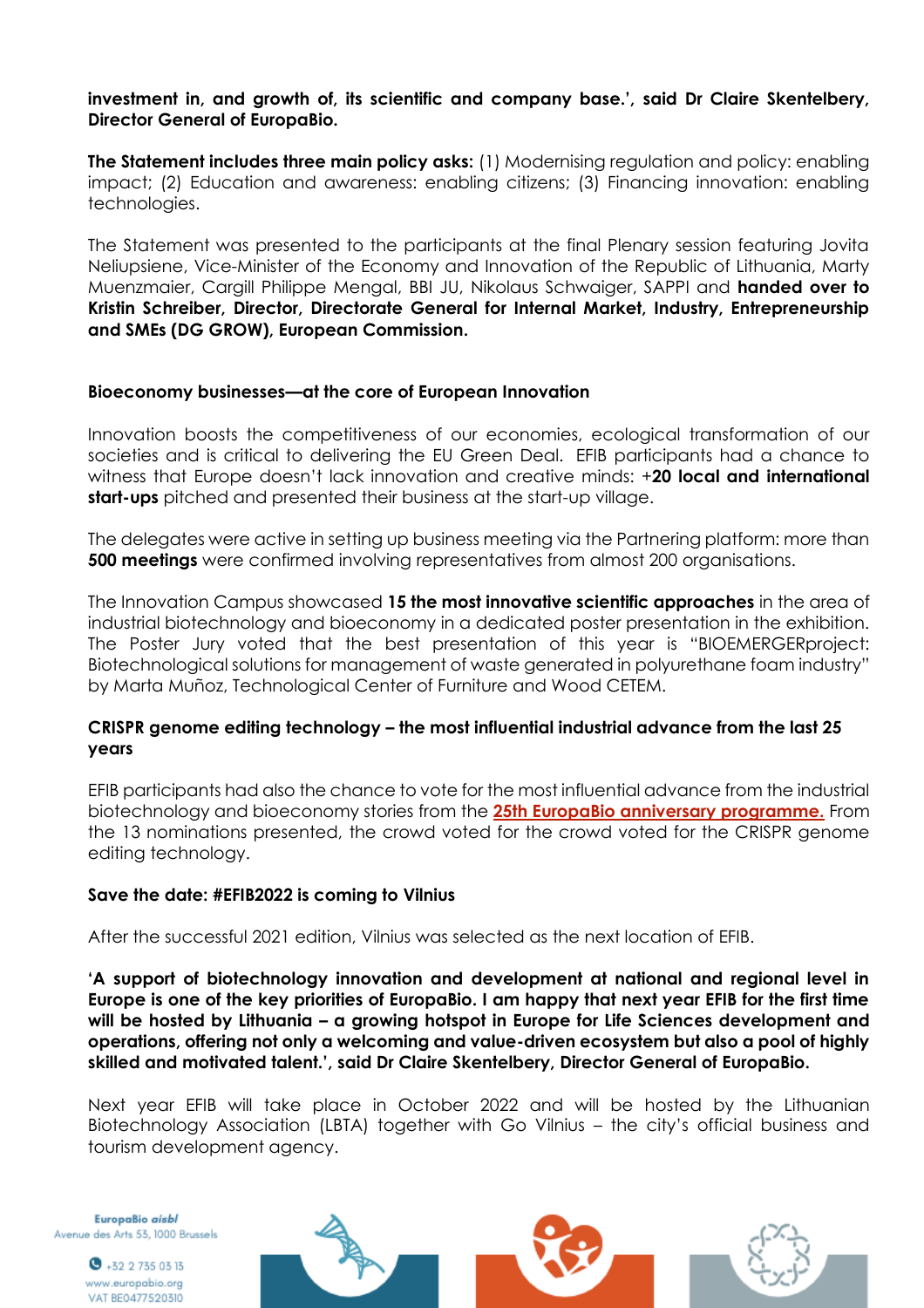**investment in, and growth of, its scientific and company base.', said Dr Claire Skentelbery, Director General of EuropaBio.**

**The Statement includes three main policy asks:** (1) Modernising regulation and policy: enabling impact; (2) Education and awareness: enabling citizens; (3) Financing innovation: enabling technologies.

The Statement was presented to the participants at the final Plenary session featuring Jovita Neliupsiene, Vice-Minister of the Economy and Innovation of the Republic of Lithuania, Marty Muenzmaier, Cargill Philippe Mengal, BBI JU, Nikolaus Schwaiger, SAPPI and **handed over to Kristin Schreiber, Director, Directorate General for Internal Market, Industry, Entrepreneurship and SMEs (DG GROW), European Commission.**

### Bioeconomy businesses—at the core of European Innovation

Innovation boosts the competitiveness of our economies, ecological transformation of our societies and is critical to delivering the EU Green Deal. EFIB participants had a chance to witness that Europe doesn't lack innovation and creative minds: +**20 local and international start-ups** pitched and presented their business at the start-up village.

The delegates were active in setting up business meeting via the Partnering platform: more than **500 meetings** were confirmed involving representatives from almost 200 organisations.

The Innovation Campus showcased **15 the most innovative scientific approaches** in the area of industrial biotechnology and bioeconomy in a dedicated poster presentation in the exhibition. The Poster Jury voted that the best presentation of this year is "BIOEMERGERproject: Biotechnological solutions for management of waste generated in polyurethane foam industry" by Marta Muñoz, Technological Center of Furniture and Wood CETEM.

### CRISPR genome editing technology – the most influential industrial advance from the last 25 years

EFIB participants had also the chance to vote for the most influential advance from the industrial biotechnology and bioeconomy stories from the **25th EuropaBio anniversary programme.** From the 13 nominations presented, the crowd voted for the crowd voted for the CRISPR genome editing technology.

### Save the date: #EFIB2022 is coming to Vilnius

After the successful 2021 edition, Vilnius was selected as the next location of EFIB.

**'A support of biotechnology innovation and development at national and regional level in Europe is one of the key priorities of EuropaBio. I am happy that next year EFIB for the first time will be hosted by Lithuania – a growing hotspot in Europe for Life Sciences development and operations, offering not only a welcoming and value-driven ecosystem but also a pool of highly skilled and motivated talent.', said Dr Claire Skentelbery, Director General of EuropaBio.**

Next year EFIB will take place in October 2022 and will be hosted by the Lithuanian Biotechnology Association (LBTA) together with Go Vilnius – the city's official business and tourism development agency.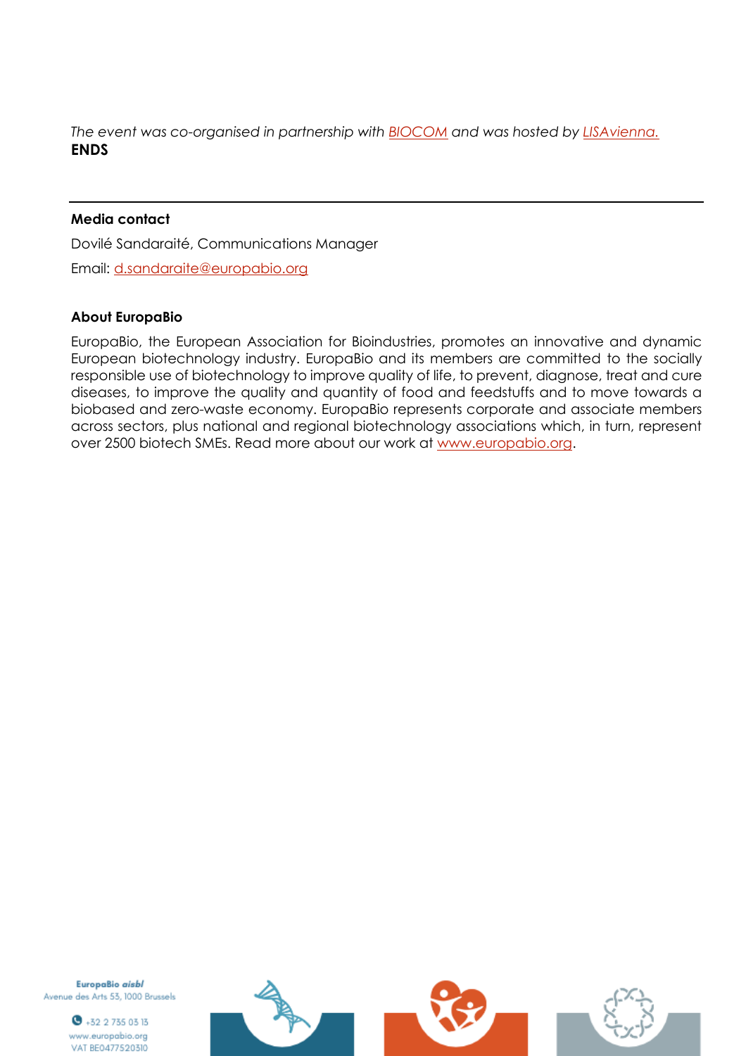*The event was co-organised in partnership with BIOCOM and was hosted by LISAvienna.*
**ENDS**

---

**Media contact**

Dovilé Sandaraité, Communications Manager

Email: d.sandaraite@europabio.org

**About EuropaBio**

EuropaBio, the European Association for Bioindustries, promotes an innovative and dynamic European biotechnology industry. EuropaBio and its members are committed to the socially responsible use of biotechnology to improve quality of life, to prevent, diagnose, treat and cure diseases, to improve the quality and quantity of food and feedstuffs and to move towards a biobased and zero-waste economy. EuropaBio represents corporate and associate members across sectors, plus national and regional biotechnology associations which, in turn, represent over 2500 biotech SMEs. Read more about our work at www.europabio.org.

EuropaBio *aisbl*
Avenue des Arts 53, 1000 Brussels
+32 2 735 03 13
www.europabio.org
VAT BE0477520310